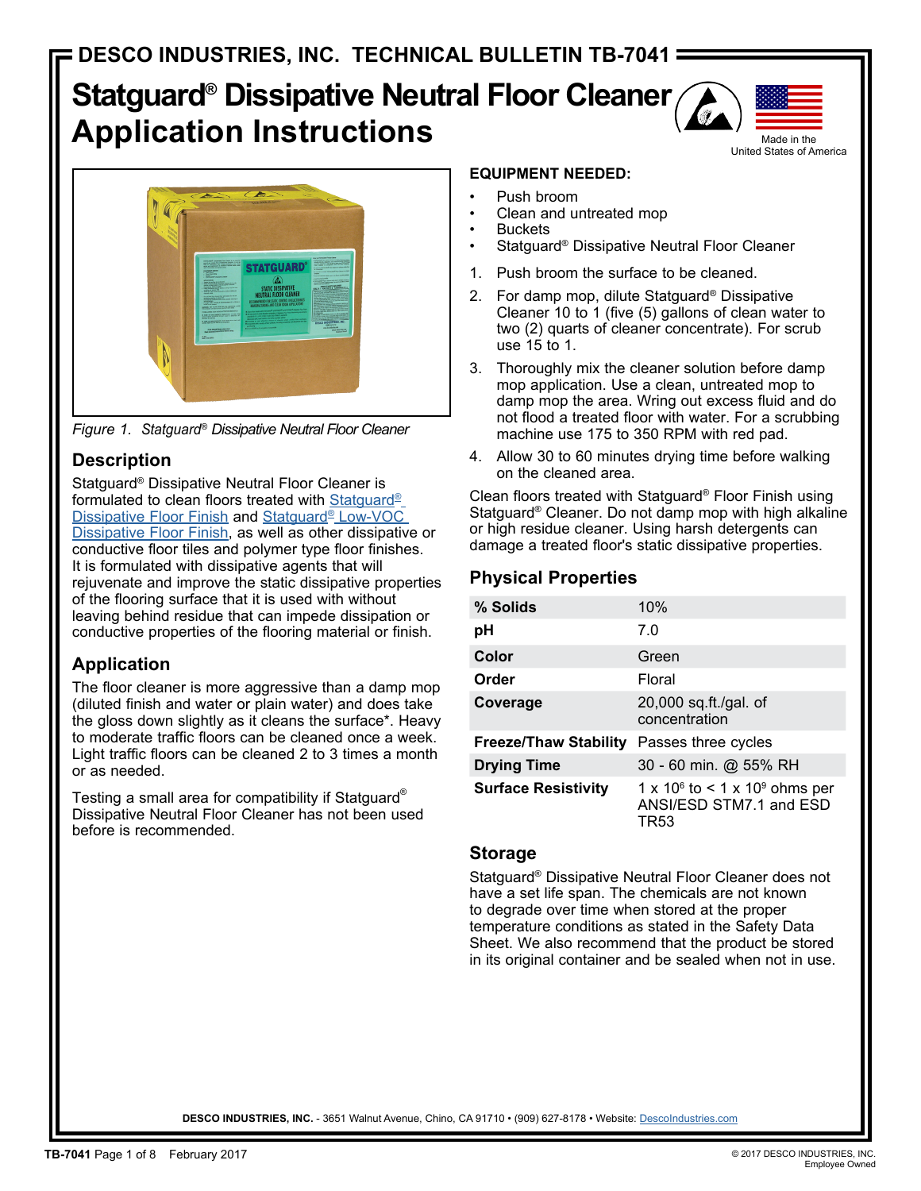DESCO INDUSTRIES, INC. TECHNICAL BULLETIN TB-7041

# Statguard® Dissipative Neutral Floor Cleaner Application Instructions

Made in the United States of America

*Figure 1. Statguard® Dissipative Neutral Floor Cleaner*

## Description

Statguard® Dissipative Neutral Floor Cleaner is formulated to clean floors treated with Statguard® Dissipative Floor Finish and Statguard® Low-VOC Dissipative Floor Finish, as well as other dissipative or conductive floor tiles and polymer type floor finishes. It is formulated with dissipative agents that will rejuvenate and improve the static dissipative properties of the flooring surface that it is used with without leaving behind residue that can impede dissipation or conductive properties of the flooring material or finish.

## Application

The floor cleaner is more aggressive than a damp mop (diluted finish and water or plain water) and does take the gloss down slightly as it cleans the surface*. Heavy to moderate traffic floors can be cleaned once a week. Light traffic floors can be cleaned 2 to 3 times a month or as needed.

Testing a small area for compatibility if Statguard® Dissipative Neutral Floor Cleaner has not been used before is recommended.

**EQUIPMENT NEEDED:**

- Push broom
- Clean and untreated mop
- Buckets
- Statguard® Dissipative Neutral Floor Cleaner

1. Push broom the surface to be cleaned.
2. For damp mop, dilute Statguard® Dissipative Cleaner 10 to 1 (five (5) gallons of clean water to two (2) quarts of cleaner concentrate). For scrub use 15 to 1.
3. Thoroughly mix the cleaner solution before damp mop application. Use a clean, untreated mop to damp mop the area. Wring out excess fluid and do not flood a treated floor with water. For a scrubbing machine use 175 to 350 RPM with red pad.
4. Allow 30 to 60 minutes drying time before walking on the cleaned area.

Clean floors treated with Statguard® Floor Finish using Statguard® Cleaner. Do not damp mop with high alkaline or high residue cleaner. Using harsh detergents can damage a treated floor's static dissipative properties.

## Physical Properties

| | |
|---|---|
| **% Solids** | 10% |
| **pH** | 7.0 |
| **Color** | Green |
| **Order** | Floral |
| **Coverage** | 20,000 sq.ft./gal. of concentration |
| **Freeze/Thaw Stability** | Passes three cycles |
| **Drying Time** | 30 - 60 min. @ 55% RH |
| **Surface Resistivity** | $1 \times 10^6$ to $< 1 \times 10^9$ ohms per ANSI/ESD STM7.1 and ESD TR53 |

## Storage

Statguard® Dissipative Neutral Floor Cleaner does not have a set life span. The chemicals are not known to degrade over time when stored at the proper temperature conditions as stated in the Safety Data Sheet. We also recommend that the product be stored in its original container and be sealed when not in use.

**DESCO INDUSTRIES, INC.** - 3651 Walnut Avenue, Chino, CA 91710 • (909) 627-8178 • Website: DescoIndustries.com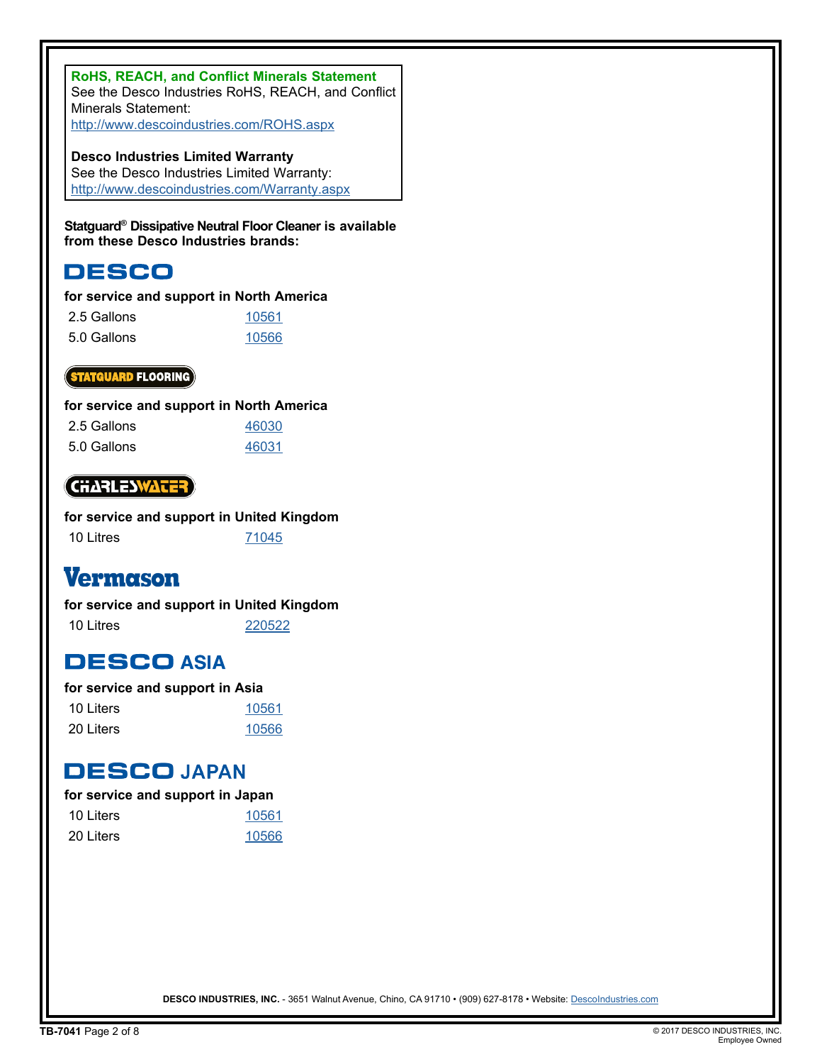**RoHS, REACH, and Conflict Minerals Statement**
See the Desco Industries RoHS, REACH, and Conflict Minerals Statement:
http://www.descoindustries.com/ROHS.aspx

**Desco Industries Limited Warranty**
See the Desco Industries Limited Warranty:
http://www.descoindustries.com/Warranty.aspx

**Statguard® Dissipative Neutral Floor Cleaner is available from these Desco Industries brands:**

## DESCO

**for service and support in North America**

| | |
|---|---|
| 2.5 Gallons | 10561 |
| 5.0 Gallons | 10566 |

## STATGUARD FLOORING

**for service and support in North America**

| | |
|---|---|
| 2.5 Gallons | 46030 |
| 5.0 Gallons | 46031 |

## CHARLESWATER

**for service and support in United Kingdom**

| | |
|---|---|
| 10 Litres | 71045 |

## Vermason

**for service and support in United Kingdom**

| | |
|---|---|
| 10 Litres | 220522 |

## DESCO ASIA

**for service and support in Asia**

| | |
|---|---|
| 10 Liters | 10561 |
| 20 Liters | 10566 |

## DESCO JAPAN

**for service and support in Japan**

| | |
|---|---|
| 10 Liters | 10561 |
| 20 Liters | 10566 |

**DESCO INDUSTRIES, INC.** - 3651 Walnut Avenue, Chino, CA 91710 • (909) 627-8178 • Website: DescoIndustries.com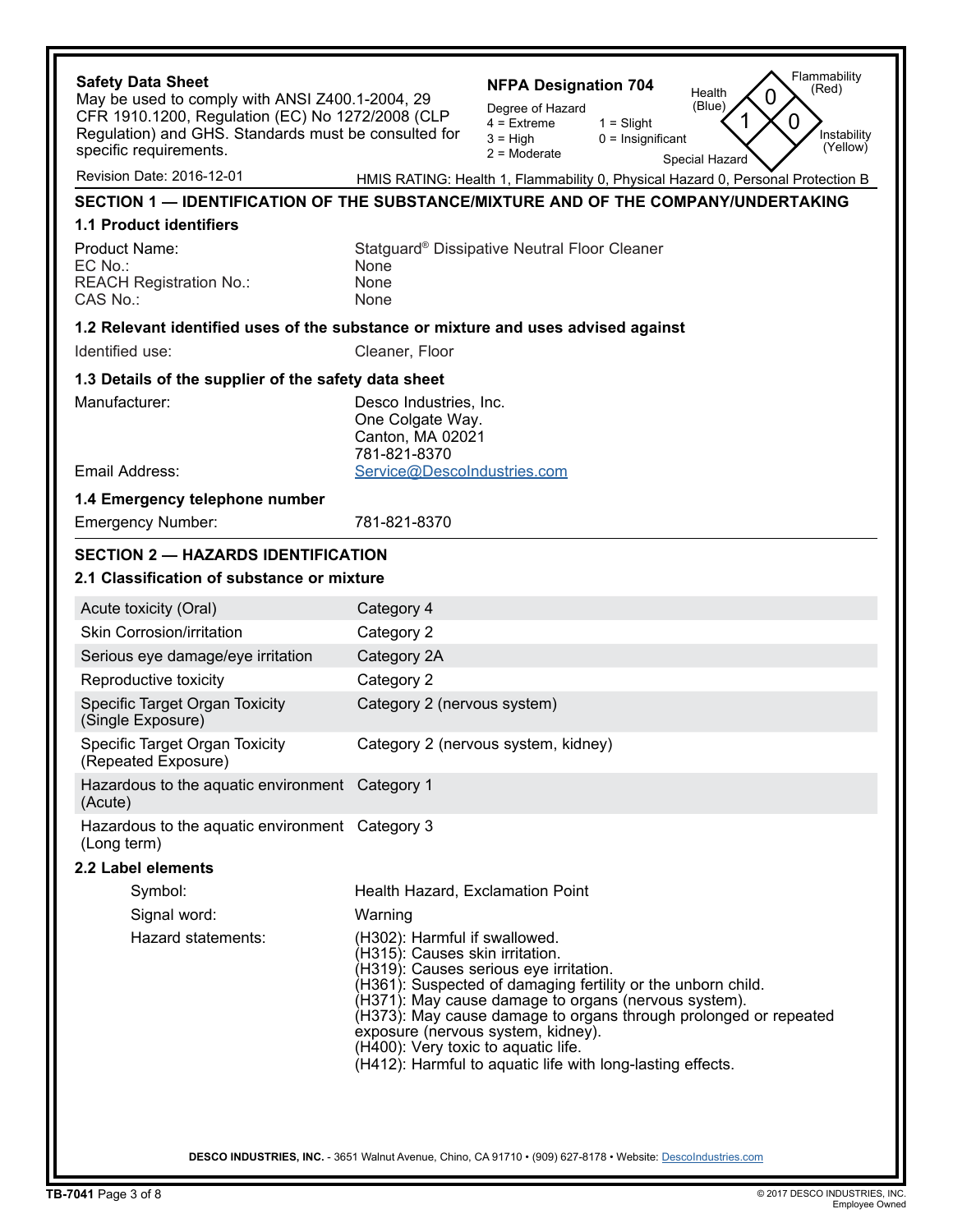**Safety Data Sheet**
May be used to comply with ANSI Z400.1-2004, 29 CFR 1910.1200, Regulation (EC) No 1272/2008 (CLP Regulation) and GHS. Standards must be consulted for specific requirements.

**NFPA Designation 704**

Degree of Hazard
4 = Extreme
3 = High
2 = Moderate
1 = Slight
0 = Insignificant

Health (Blue): 1
Flammability (Red): 0
Instability (Yellow): 0
Special Hazard:

Revision Date: 2016-12-01

HMIS RATING: Health 1, Flammability 0, Physical Hazard 0, Personal Protection B

## SECTION 1 — IDENTIFICATION OF THE SUBSTANCE/MIXTURE AND OF THE COMPANY/UNDERTAKING

### 1.1 Product identifiers

| | |
|---|---|
| Product Name: | Statguard® Dissipative Neutral Floor Cleaner |
| EC No.: | None |
| REACH Registration No.: | None |
| CAS No.: | None |

### 1.2 Relevant identified uses of the substance or mixture and uses advised against

Identified use: Cleaner, Floor

### 1.3 Details of the supplier of the safety data sheet

Manufacturer:
Desco Industries, Inc.
One Colgate Way.
Canton, MA 02021
781-821-8370

Email Address: Service@DescoIndustries.com

### 1.4 Emergency telephone number

Emergency Number: 781-821-8370

## SECTION 2 — HAZARDS IDENTIFICATION

### 2.1 Classification of substance or mixture

| | |
|---|---|
| Acute toxicity (Oral) | Category 4 |
| Skin Corrosion/irritation | Category 2 |
| Serious eye damage/eye irritation | Category 2A |
| Reproductive toxicity | Category 2 |
| Specific Target Organ Toxicity (Single Exposure) | Category 2 (nervous system) |
| Specific Target Organ Toxicity (Repeated Exposure) | Category 2 (nervous system, kidney) |
| Hazardous to the aquatic environment (Acute) | Category 1 |
| Hazardous to the aquatic environment (Long term) | Category 3 |

### 2.2 Label elements

Symbol: Health Hazard, Exclamation Point

Signal word: Warning

Hazard statements:
(H302): Harmful if swallowed.
(H315): Causes skin irritation.
(H319): Causes serious eye irritation.
(H361): Suspected of damaging fertility or the unborn child.
(H371): May cause damage to organs (nervous system).
(H373): May cause damage to organs through prolonged or repeated exposure (nervous system, kidney).
(H400): Very toxic to aquatic life.
(H412): Harmful to aquatic life with long-lasting effects.

**DESCO INDUSTRIES, INC.** - 3651 Walnut Avenue, Chino, CA 91710 • (909) 627-8178 • Website: DescoIndustries.com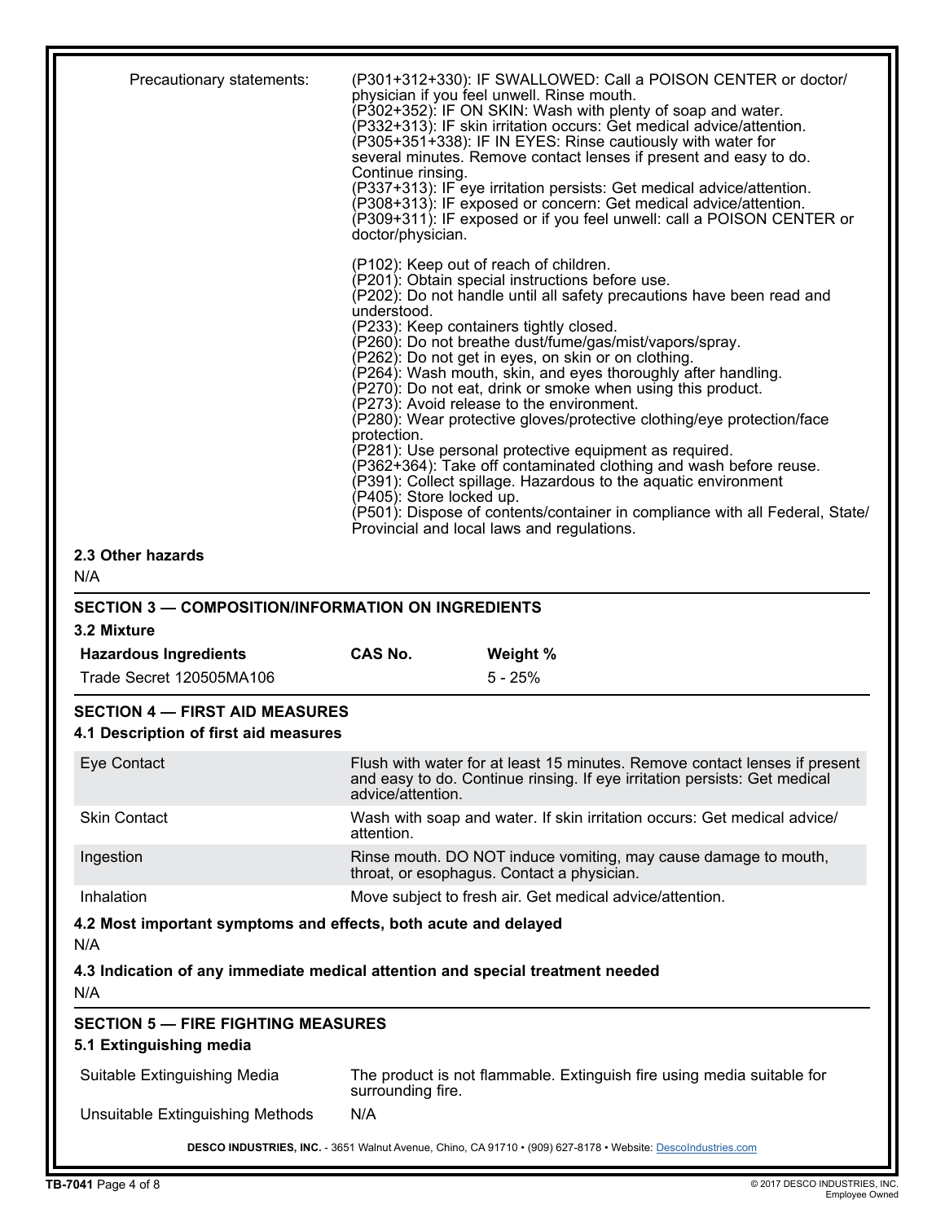| | |
|---|---|
| Precautionary statements: | (P301+312+330): IF SWALLOWED: Call a POISON CENTER or doctor/ physician if you feel unwell. Rinse mouth.<br>(P302+352): IF ON SKIN: Wash with plenty of soap and water.<br>(P332+313): IF skin irritation occurs: Get medical advice/attention.<br>(P305+351+338): IF IN EYES: Rinse cautiously with water for several minutes. Remove contact lenses if present and easy to do. Continue rinsing.<br>(P337+313): IF eye irritation persists: Get medical advice/attention.<br>(P308+313): IF exposed or concern: Get medical advice/attention.<br>(P309+311): IF exposed or if you feel unwell: call a POISON CENTER or doctor/physician. |
| | (P102): Keep out of reach of children.<br>(P201): Obtain special instructions before use.<br>(P202): Do not handle until all safety precautions have been read and understood.<br>(P233): Keep containers tightly closed.<br>(P260): Do not breathe dust/fume/gas/mist/vapors/spray.<br>(P262): Do not get in eyes, on skin or on clothing.<br>(P264): Wash mouth, skin, and eyes thoroughly after handling.<br>(P270): Do not eat, drink or smoke when using this product.<br>(P273): Avoid release to the environment.<br>(P280): Wear protective gloves/protective clothing/eye protection/face protection.<br>(P281): Use personal protective equipment as required.<br>(P362+364): Take off contaminated clothing and wash before reuse.<br>(P391): Collect spillage. Hazardous to the aquatic environment<br>(P405): Store locked up.<br>(P501): Dispose of contents/container in compliance with all Federal, State/ Provincial and local laws and regulations. |

### 2.3 Other hazards

N/A

## SECTION 3 — COMPOSITION/INFORMATION ON INGREDIENTS

### 3.2 Mixture

| Hazardous Ingredients | CAS No. | Weight % |
|---|---|---|
| Trade Secret 120505MA106 | | 5 - 25% |

## SECTION 4 — FIRST AID MEASURES

### 4.1 Description of first aid measures

| | |
|---|---|
| Eye Contact | Flush with water for at least 15 minutes. Remove contact lenses if present and easy to do. Continue rinsing. If eye irritation persists: Get medical advice/attention. |
| Skin Contact | Wash with soap and water. If skin irritation occurs: Get medical advice/ attention. |
| Ingestion | Rinse mouth. DO NOT induce vomiting, may cause damage to mouth, throat, or esophagus. Contact a physician. |
| Inhalation | Move subject to fresh air. Get medical advice/attention. |

### 4.2 Most important symptoms and effects, both acute and delayed

N/A

### 4.3 Indication of any immediate medical attention and special treatment needed

N/A

## SECTION 5 — FIRE FIGHTING MEASURES

### 5.1 Extinguishing media

| | |
|---|---|
| Suitable Extinguishing Media | The product is not flammable. Extinguish fire using media suitable for surrounding fire. |
| Unsuitable Extinguishing Methods | N/A |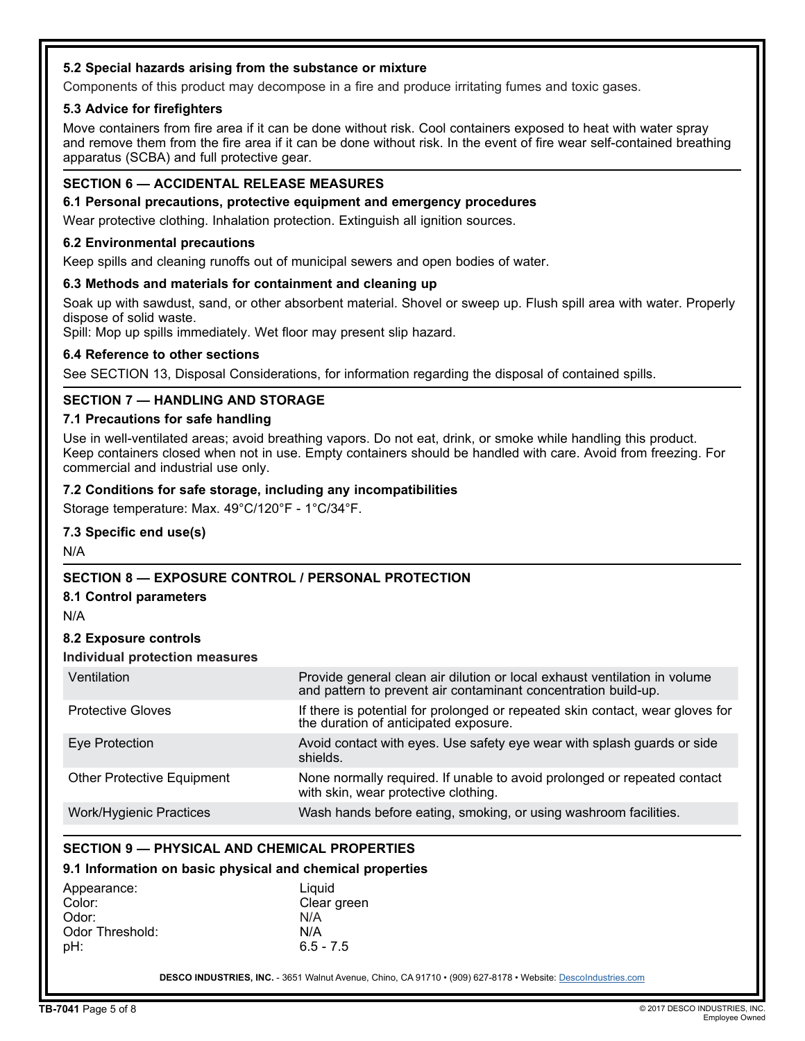### 5.2 Special hazards arising from the substance or mixture

Components of this product may decompose in a fire and produce irritating fumes and toxic gases.

### 5.3 Advice for firefighters

Move containers from fire area if it can be done without risk. Cool containers exposed to heat with water spray and remove them from the fire area if it can be done without risk. In the event of fire wear self-contained breathing apparatus (SCBA) and full protective gear.

## SECTION 6 — ACCIDENTAL RELEASE MEASURES

### 6.1 Personal precautions, protective equipment and emergency procedures

Wear protective clothing. Inhalation protection. Extinguish all ignition sources.

### 6.2 Environmental precautions

Keep spills and cleaning runoffs out of municipal sewers and open bodies of water.

### 6.3 Methods and materials for containment and cleaning up

Soak up with sawdust, sand, or other absorbent material. Shovel or sweep up. Flush spill area with water. Properly dispose of solid waste.
Spill: Mop up spills immediately. Wet floor may present slip hazard.

### 6.4 Reference to other sections

See SECTION 13, Disposal Considerations, for information regarding the disposal of contained spills.

## SECTION 7 — HANDLING AND STORAGE

### 7.1 Precautions for safe handling

Use in well-ventilated areas; avoid breathing vapors. Do not eat, drink, or smoke while handling this product. Keep containers closed when not in use. Empty containers should be handled with care. Avoid from freezing. For commercial and industrial use only.

### 7.2 Conditions for safe storage, including any incompatibilities

Storage temperature: Max. 49°C/120°F - 1°C/34°F.

### 7.3 Specific end use(s)

N/A

## SECTION 8 — EXPOSURE CONTROL / PERSONAL PROTECTION

### 8.1 Control parameters

N/A

### 8.2 Exposure controls

**Individual protection measures**

| | |
|---|---|
| Ventilation | Provide general clean air dilution or local exhaust ventilation in volume and pattern to prevent air contaminant concentration build-up. |
| Protective Gloves | If there is potential for prolonged or repeated skin contact, wear gloves for the duration of anticipated exposure. |
| Eye Protection | Avoid contact with eyes. Use safety eye wear with splash guards or side shields. |
| Other Protective Equipment | None normally required. If unable to avoid prolonged or repeated contact with skin, wear protective clothing. |
| Work/Hygienic Practices | Wash hands before eating, smoking, or using washroom facilities. |

## SECTION 9 — PHYSICAL AND CHEMICAL PROPERTIES

### 9.1 Information on basic physical and chemical properties

| | |
|---|---|
| Appearance: | Liquid |
| Color: | Clear green |
| Odor: | N/A |
| Odor Threshold: | N/A |
| pH: | 6.5 - 7.5 |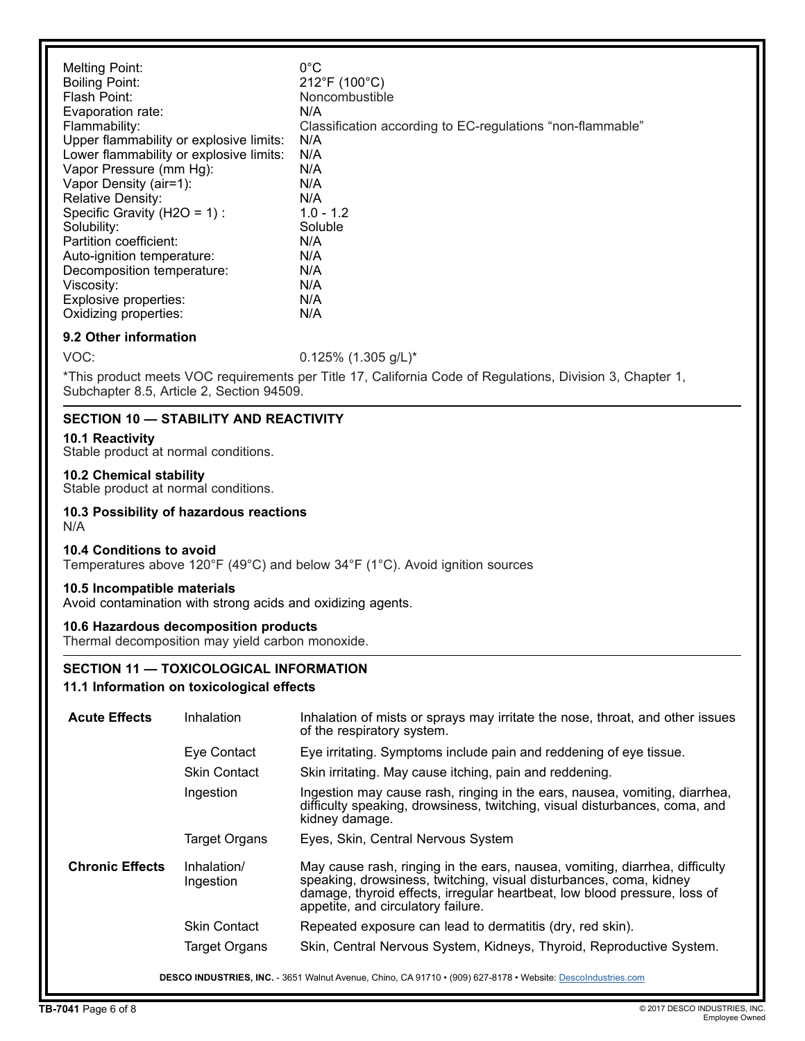| | |
|---|---|
| Melting Point: | 0°C |
| Boiling Point: | 212°F (100°C) |
| Flash Point: | Noncombustible |
| Evaporation rate: | N/A |
| Flammability: | Classification according to EC-regulations "non-flammable" |
| Upper flammability or explosive limits: | N/A |
| Lower flammability or explosive limits: | N/A |
| Vapor Pressure (mm Hg): | N/A |
| Vapor Density (air=1): | N/A |
| Relative Density: | N/A |
| Specific Gravity (H2O = 1) : | 1.0 - 1.2 |
| Solubility: | Soluble |
| Partition coefficient: | N/A |
| Auto-ignition temperature: | N/A |
| Decomposition temperature: | N/A |
| Viscosity: | N/A |
| Explosive properties: | N/A |
| Oxidizing properties: | N/A |

### 9.2 Other information

VOC: 0.125% (1.305 g/L)*

*This product meets VOC requirements per Title 17, California Code of Regulations, Division 3, Chapter 1, Subchapter 8.5, Article 2, Section 94509.

## SECTION 10 — STABILITY AND REACTIVITY

### 10.1 Reactivity
Stable product at normal conditions.

### 10.2 Chemical stability
Stable product at normal conditions.

### 10.3 Possibility of hazardous reactions
N/A

### 10.4 Conditions to avoid
Temperatures above 120°F (49°C) and below 34°F (1°C). Avoid ignition sources

### 10.5 Incompatible materials
Avoid contamination with strong acids and oxidizing agents.

### 10.6 Hazardous decomposition products
Thermal decomposition may yield carbon monoxide.

## SECTION 11 — TOXICOLOGICAL INFORMATION

### 11.1 Information on toxicological effects

| | | |
|---|---|---|
| **Acute Effects** | Inhalation | Inhalation of mists or sprays may irritate the nose, throat, and other issues of the respiratory system. |
| | Eye Contact | Eye irritating. Symptoms include pain and reddening of eye tissue. |
| | Skin Contact | Skin irritating. May cause itching, pain and reddening. |
| | Ingestion | Ingestion may cause rash, ringing in the ears, nausea, vomiting, diarrhea, difficulty speaking, drowsiness, twitching, visual disturbances, coma, and kidney damage. |
| | Target Organs | Eyes, Skin, Central Nervous System |
| **Chronic Effects** | Inhalation/ Ingestion | May cause rash, ringing in the ears, nausea, vomiting, diarrhea, difficulty speaking, drowsiness, twitching, visual disturbances, coma, kidney damage, thyroid effects, irregular heartbeat, low blood pressure, loss of appetite, and circulatory failure. |
| | Skin Contact | Repeated exposure can lead to dermatitis (dry, red skin). |
| | Target Organs | Skin, Central Nervous System, Kidneys, Thyroid, Reproductive System. |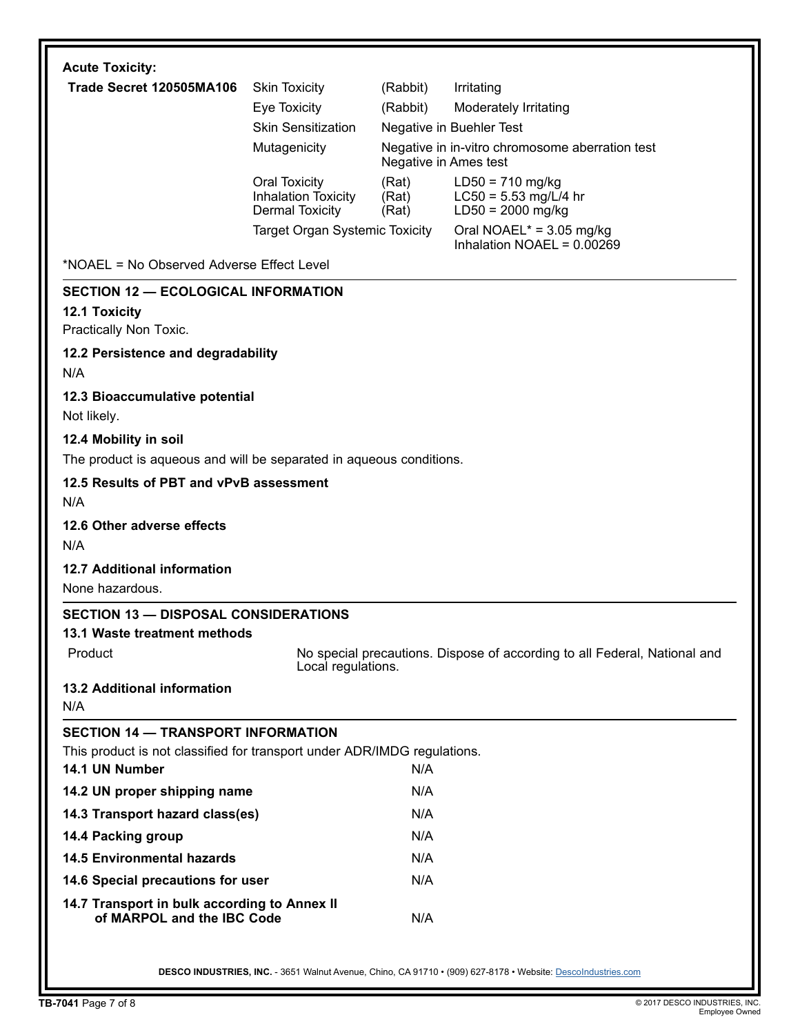**Acute Toxicity:**

| | | | |
|---|---|---|---|
| **Trade Secret 120505MA106** | Skin Toxicity | (Rabbit) | Irritating |
| | Eye Toxicity | (Rabbit) | Moderately Irritating |
| | Skin Sensitization | Negative in Buehler Test | |
| | Mutagenicity | Negative in in-vitro chromosome aberration test<br>Negative in Ames test | |
| | Oral Toxicity<br>Inhalation Toxicity<br>Dermal Toxicity | (Rat)<br>(Rat)<br>(Rat) | LD50 = 710 mg/kg<br>LC50 = 5.53 mg/L/4 hr<br>LD50 = 2000 mg/kg |
| | Target Organ Systemic Toxicity | | Oral NOAEL* = 3.05 mg/kg<br>Inhalation NOAEL = 0.00269 |

*NOAEL = No Observed Adverse Effect Level

## SECTION 12 — ECOLOGICAL INFORMATION

### 12.1 Toxicity

Practically Non Toxic.

### 12.2 Persistence and degradability

N/A

### 12.3 Bioaccumulative potential

Not likely.

### 12.4 Mobility in soil

The product is aqueous and will be separated in aqueous conditions.

### 12.5 Results of PBT and vPvB assessment

N/A

### 12.6 Other adverse effects

N/A

### 12.7 Additional information

None hazardous.

## SECTION 13 — DISPOSAL CONSIDERATIONS

### 13.1 Waste treatment methods

| | |
|---|---|
| Product | No special precautions. Dispose of according to all Federal, National and Local regulations. |

### 13.2 Additional information

N/A

## SECTION 14 — TRANSPORT INFORMATION

This product is not classified for transport under ADR/IMDG regulations.

| | |
|---|---|
| **14.1 UN Number** | N/A |
| **14.2 UN proper shipping name** | N/A |
| **14.3 Transport hazard class(es)** | N/A |
| **14.4 Packing group** | N/A |
| **14.5 Environmental hazards** | N/A |
| **14.6 Special precautions for user** | N/A |
| **14.7 Transport in bulk according to Annex II of MARPOL and the IBC Code** | N/A |

**DESCO INDUSTRIES, INC.** - 3651 Walnut Avenue, Chino, CA 91710 • (909) 627-8178 • Website: DescoIndustries.com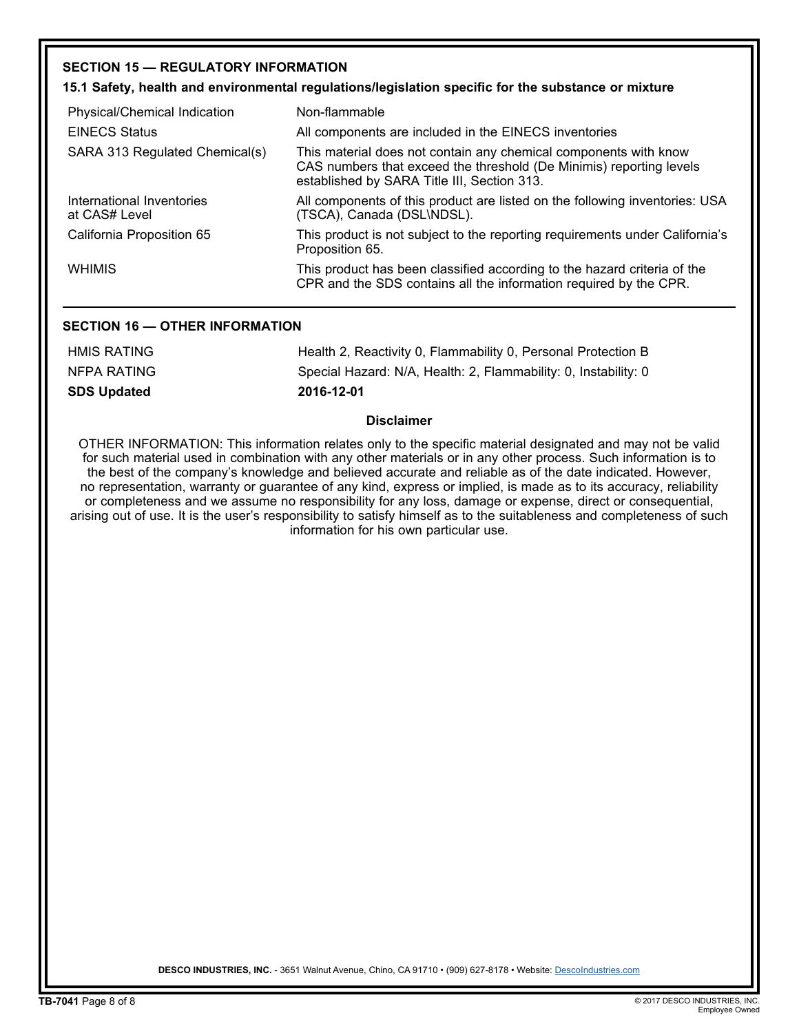## SECTION 15 — REGULATORY INFORMATION

### 15.1 Safety, health and environmental regulations/legislation specific for the substance or mixture

| | |
|---|---|
| Physical/Chemical Indication | Non-flammable |
| EINECS Status | All components are included in the EINECS inventories |
| SARA 313 Regulated Chemical(s) | This material does not contain any chemical components with know CAS numbers that exceed the threshold (De Minimis) reporting levels established by SARA Title III, Section 313. |
| International Inventories at CAS# Level | All components of this product are listed on the following inventories: USA (TSCA), Canada (DSL\NDSL). |
| California Proposition 65 | This product is not subject to the reporting requirements under California's Proposition 65. |
| WHIMIS | This product has been classified according to the hazard criteria of the CPR and the SDS contains all the information required by the CPR. |

## SECTION 16 — OTHER INFORMATION

| | |
|---|---|
| HMIS RATING | Health 2, Reactivity 0, Flammability 0, Personal Protection B |
| NFPA RATING | Special Hazard: N/A, Health: 2, Flammability: 0, Instability: 0 |
| **SDS Updated** | **2016-12-01** |

**Disclaimer**

OTHER INFORMATION: This information relates only to the specific material designated and may not be valid for such material used in combination with any other materials or in any other process. Such information is to the best of the company's knowledge and believed accurate and reliable as of the date indicated. However, no representation, warranty or guarantee of any kind, express or implied, is made as to its accuracy, reliability or completeness and we assume no responsibility for any loss, damage or expense, direct or consequential, arising out of use. It is the user's responsibility to satisfy himself as to the suitableness and completeness of such information for his own particular use.

**DESCO INDUSTRIES, INC.** - 3651 Walnut Avenue, Chino, CA 91710 • (909) 627-8178 • Website: DescoIndustries.com